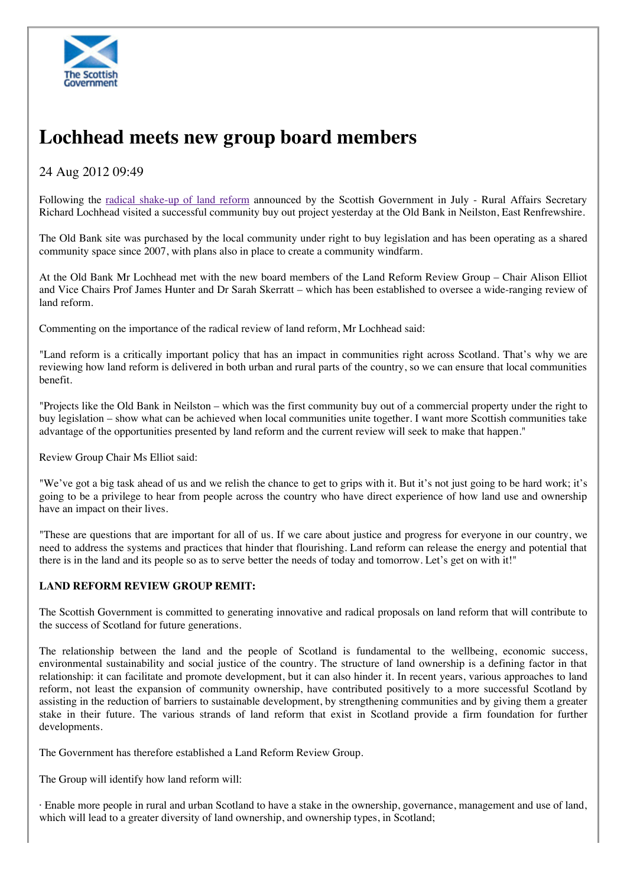# Lochhead meets new group board members

24 Aug 2012 09:49

Following the radical shake-up of land reform announced by the Scottish Government in July - Rural Affairs Secretary Richard Lochhead visited a successful community buy out project yesterday at the Old Bank in Neilston, East Renfrewshire.

The Old Bank site was purchased by the local community under right to buy legislation and has been operating as a shared community space since 2007, with plans also in place to create a community windfarm.

At the Old Bank Mr Lochhead met with the new board members of the Land Reform Review Group – Chair Alison Elliot and Vice Chairs Prof James Hunter and Dr Sarah Skerratt – which has been established to oversee a wide-ranging review of land reform.

Commenting on the importance of the radical review of land reform, Mr Lochhead said:

"Land reform is a critically important policy that has an impact in communities right across Scotland. That's why we are reviewing how land reform is delivered in both urban and rural parts of the country, so we can ensure that local communities benefit.

"Projects like the Old Bank in Neilston – which was the first community buy out of a commercial property under the right to buy legislation – show what can be achieved when local communities unite together. I want more Scottish communities take advantage of the opportunities presented by land reform and the current review will seek to make that happen."

Review Group Chair Ms Elliot said:

"We've got a big task ahead of us and we relish the chance to get to grips with it. But it's not just going to be hard work; it's going to be a privilege to hear from people across the country who have direct experience of how land use and ownership have an impact on their lives.

"These are questions that are important for all of us. If we care about justice and progress for everyone in our country, we need to address the systems and practices that hinder that flourishing. Land reform can release the energy and potential that there is in the land and its people so as to serve better the needs of today and tomorrow. Let's get on with it!"

**LAND REFORM REVIEW GROUP REMIT:**

The Scottish Government is committed to generating innovative and radical proposals on land reform that will contribute to the success of Scotland for future generations.

The relationship between the land and the people of Scotland is fundamental to the wellbeing, economic success, environmental sustainability and social justice of the country. The structure of land ownership is a defining factor in that relationship: it can facilitate and promote development, but it can also hinder it. In recent years, various approaches to land reform, not least the expansion of community ownership, have contributed positively to a more successful Scotland by assisting in the reduction of barriers to sustainable development, by strengthening communities and by giving them a greater stake in their future. The various strands of land reform that exist in Scotland provide a firm foundation for further developments.

The Government has therefore established a Land Reform Review Group.

The Group will identify how land reform will:

· Enable more people in rural and urban Scotland to have a stake in the ownership, governance, management and use of land, which will lead to a greater diversity of land ownership, and ownership types, in Scotland;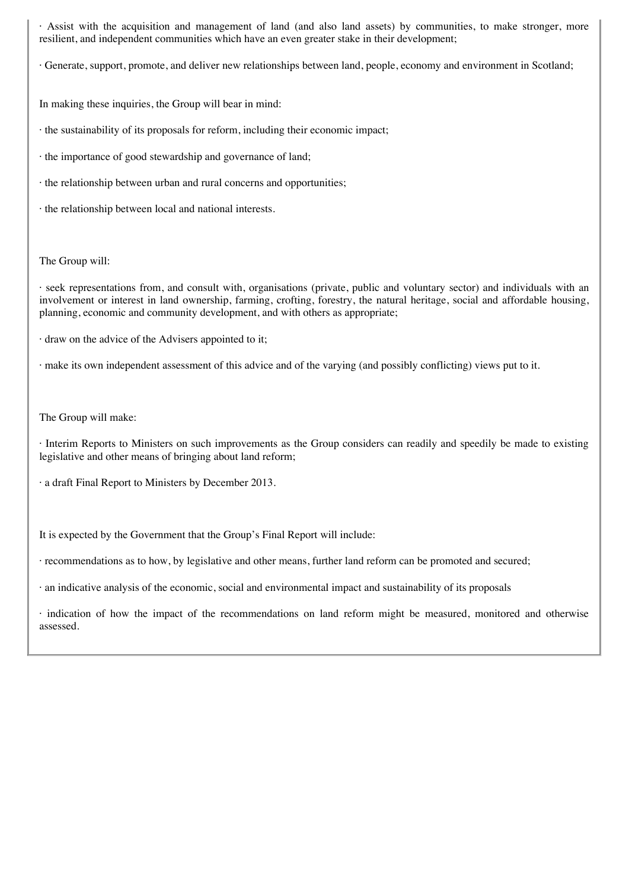· Assist with the acquisition and management of land (and also land assets) by communities, to make stronger, more resilient, and independent communities which have an even greater stake in their development;

· Generate, support, promote, and deliver new relationships between land, people, economy and environment in Scotland;

In making these inquiries, the Group will bear in mind:

· the sustainability of its proposals for reform, including their economic impact;

· the importance of good stewardship and governance of land;

· the relationship between urban and rural concerns and opportunities;

· the relationship between local and national interests.

The Group will:

· seek representations from, and consult with, organisations (private, public and voluntary sector) and individuals with an involvement or interest in land ownership, farming, crofting, forestry, the natural heritage, social and affordable housing, planning, economic and community development, and with others as appropriate;

· draw on the advice of the Advisers appointed to it;

· make its own independent assessment of this advice and of the varying (and possibly conflicting) views put to it.

The Group will make:

· Interim Reports to Ministers on such improvements as the Group considers can readily and speedily be made to existing legislative and other means of bringing about land reform;

· a draft Final Report to Ministers by December 2013.

It is expected by the Government that the Group's Final Report will include:

· recommendations as to how, by legislative and other means, further land reform can be promoted and secured;

· an indicative analysis of the economic, social and environmental impact and sustainability of its proposals

· indication of how the impact of the recommendations on land reform might be measured, monitored and otherwise assessed.